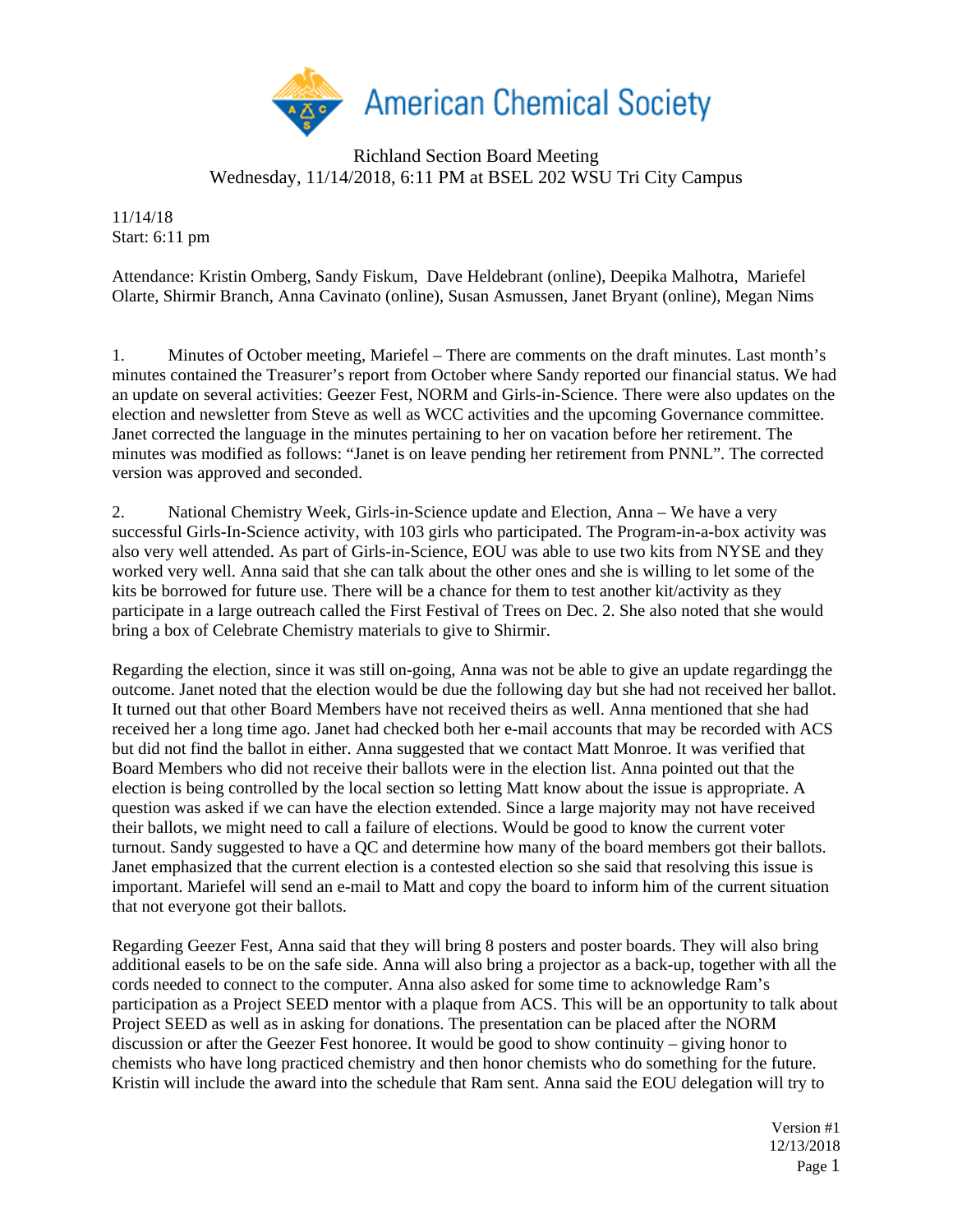American Chemical Society

Richland Section Board Meeting
Wednesday, 11/14/2018, 6:11 PM at BSEL 202 WSU Tri City Campus

11/14/18
Start: 6:11 pm

Attendance: Kristin Omberg, Sandy Fiskum, Dave Heldebrant (online), Deepika Malhotra, Mariefel Olarte, Shirmir Branch, Anna Cavinato (online), Susan Asmussen, Janet Bryant (online), Megan Nims

1. Minutes of October meeting, Mariefel – There are comments on the draft minutes. Last month's minutes contained the Treasurer's report from October where Sandy reported our financial status. We had an update on several activities: Geezer Fest, NORM and Girls-in-Science. There were also updates on the election and newsletter from Steve as well as WCC activities and the upcoming Governance committee. Janet corrected the language in the minutes pertaining to her on vacation before her retirement. The minutes was modified as follows: "Janet is on leave pending her retirement from PNNL". The corrected version was approved and seconded.

2. National Chemistry Week, Girls-in-Science update and Election, Anna – We have a very successful Girls-In-Science activity, with 103 girls who participated. The Program-in-a-box activity was also very well attended. As part of Girls-in-Science, EOU was able to use two kits from NYSE and they worked very well. Anna said that she can talk about the other ones and she is willing to let some of the kits be borrowed for future use. There will be a chance for them to test another kit/activity as they participate in a large outreach called the First Festival of Trees on Dec. 2. She also noted that she would bring a box of Celebrate Chemistry materials to give to Shirmir.

Regarding the election, since it was still on-going, Anna was not be able to give an update regardingg the outcome. Janet noted that the election would be due the following day but she had not received her ballot. It turned out that other Board Members have not received theirs as well. Anna mentioned that she had received her a long time ago. Janet had checked both her e-mail accounts that may be recorded with ACS but did not find the ballot in either. Anna suggested that we contact Matt Monroe. It was verified that Board Members who did not receive their ballots were in the election list. Anna pointed out that the election is being controlled by the local section so letting Matt know about the issue is appropriate. A question was asked if we can have the election extended. Since a large majority may not have received their ballots, we might need to call a failure of elections. Would be good to know the current voter turnout. Sandy suggested to have a QC and determine how many of the board members got their ballots. Janet emphasized that the current election is a contested election so she said that resolving this issue is important. Mariefel will send an e-mail to Matt and copy the board to inform him of the current situation that not everyone got their ballots.

Regarding Geezer Fest, Anna said that they will bring 8 posters and poster boards. They will also bring additional easels to be on the safe side. Anna will also bring a projector as a back-up, together with all the cords needed to connect to the computer. Anna also asked for some time to acknowledge Ram's participation as a Project SEED mentor with a plaque from ACS. This will be an opportunity to talk about Project SEED as well as in asking for donations. The presentation can be placed after the NORM discussion or after the Geezer Fest honoree. It would be good to show continuity – giving honor to chemists who have long practiced chemistry and then honor chemists who do something for the future. Kristin will include the award into the schedule that Ram sent. Anna said the EOU delegation will try to

Version #1
12/13/2018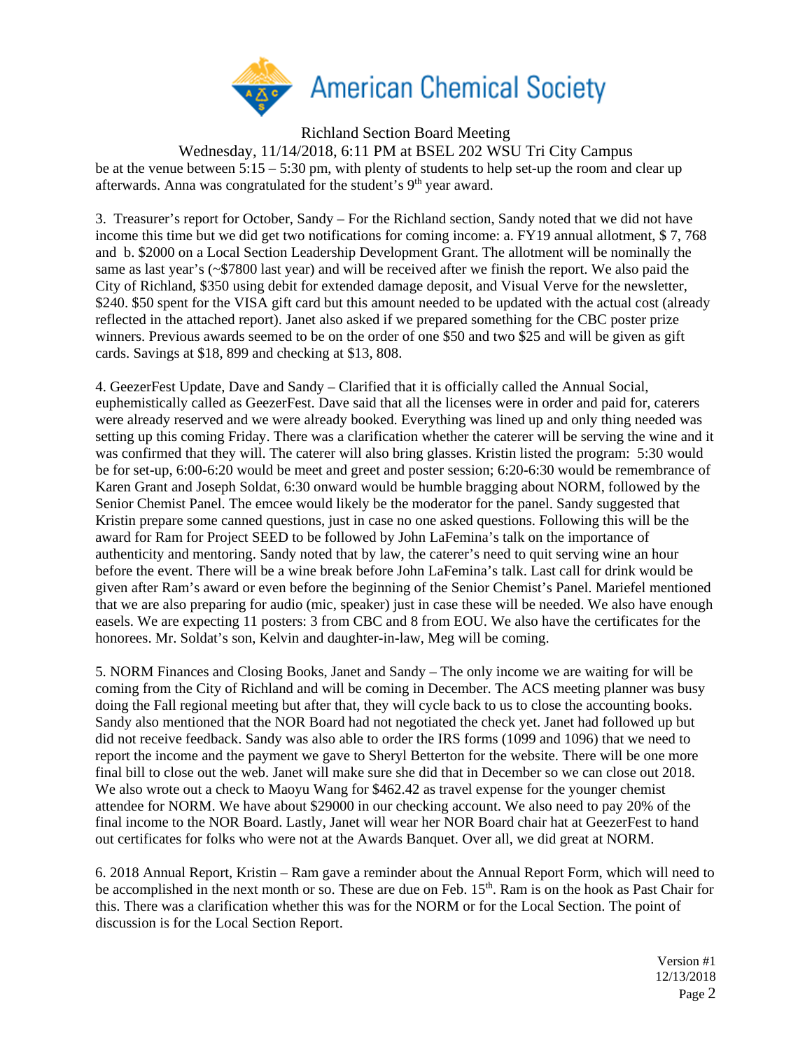be at the venue between 5:15 – 5:30 pm, with plenty of students to help set-up the room and clear up afterwards. Anna was congratulated for the student's 9th year award.

3. Treasurer's report for October, Sandy – For the Richland section, Sandy noted that we did not have income this time but we did get two notifications for coming income: a. FY19 annual allotment, $ 7, 768 and b. $2000 on a Local Section Leadership Development Grant. The allotment will be nominally the same as last year's (~$7800 last year) and will be received after we finish the report. We also paid the City of Richland, $350 using debit for extended damage deposit, and Visual Verve for the newsletter, $240. $50 spent for the VISA gift card but this amount needed to be updated with the actual cost (already reflected in the attached report). Janet also asked if we prepared something for the CBC poster prize winners. Previous awards seemed to be on the order of one $50 and two $25 and will be given as gift cards. Savings at $18, 899 and checking at $13, 808.

4. GeezerFest Update, Dave and Sandy – Clarified that it is officially called the Annual Social, euphemistically called as GeezerFest. Dave said that all the licenses were in order and paid for, caterers were already reserved and we were already booked. Everything was lined up and only thing needed was setting up this coming Friday. There was a clarification whether the caterer will be serving the wine and it was confirmed that they will. The caterer will also bring glasses. Kristin listed the program: 5:30 would be for set-up, 6:00-6:20 would be meet and greet and poster session; 6:20-6:30 would be remembrance of Karen Grant and Joseph Soldat, 6:30 onward would be humble bragging about NORM, followed by the Senior Chemist Panel. The emcee would likely be the moderator for the panel. Sandy suggested that Kristin prepare some canned questions, just in case no one asked questions. Following this will be the award for Ram for Project SEED to be followed by John LaFemina's talk on the importance of authenticity and mentoring. Sandy noted that by law, the caterer's need to quit serving wine an hour before the event. There will be a wine break before John LaFemina's talk. Last call for drink would be given after Ram's award or even before the beginning of the Senior Chemist's Panel. Mariefel mentioned that we are also preparing for audio (mic, speaker) just in case these will be needed. We also have enough easels. We are expecting 11 posters: 3 from CBC and 8 from EOU. We also have the certificates for the honorees. Mr. Soldat's son, Kelvin and daughter-in-law, Meg will be coming.

5. NORM Finances and Closing Books, Janet and Sandy – The only income we are waiting for will be coming from the City of Richland and will be coming in December. The ACS meeting planner was busy doing the Fall regional meeting but after that, they will cycle back to us to close the accounting books. Sandy also mentioned that the NOR Board had not negotiated the check yet. Janet had followed up but did not receive feedback. Sandy was also able to order the IRS forms (1099 and 1096) that we need to report the income and the payment we gave to Sheryl Betterton for the website. There will be one more final bill to close out the web. Janet will make sure she did that in December so we can close out 2018. We also wrote out a check to Maoyu Wang for $462.42 as travel expense for the younger chemist attendee for NORM. We have about $29000 in our checking account. We also need to pay 20% of the final income to the NOR Board. Lastly, Janet will wear her NOR Board chair hat at GeezerFest to hand out certificates for folks who were not at the Awards Banquet. Over all, we did great at NORM.

6. 2018 Annual Report, Kristin – Ram gave a reminder about the Annual Report Form, which will need to be accomplished in the next month or so. These are due on Feb. 15th. Ram is on the hook as Past Chair for this. There was a clarification whether this was for the NORM or for the Local Section. The point of discussion is for the Local Section Report.

Version #1
12/13/2018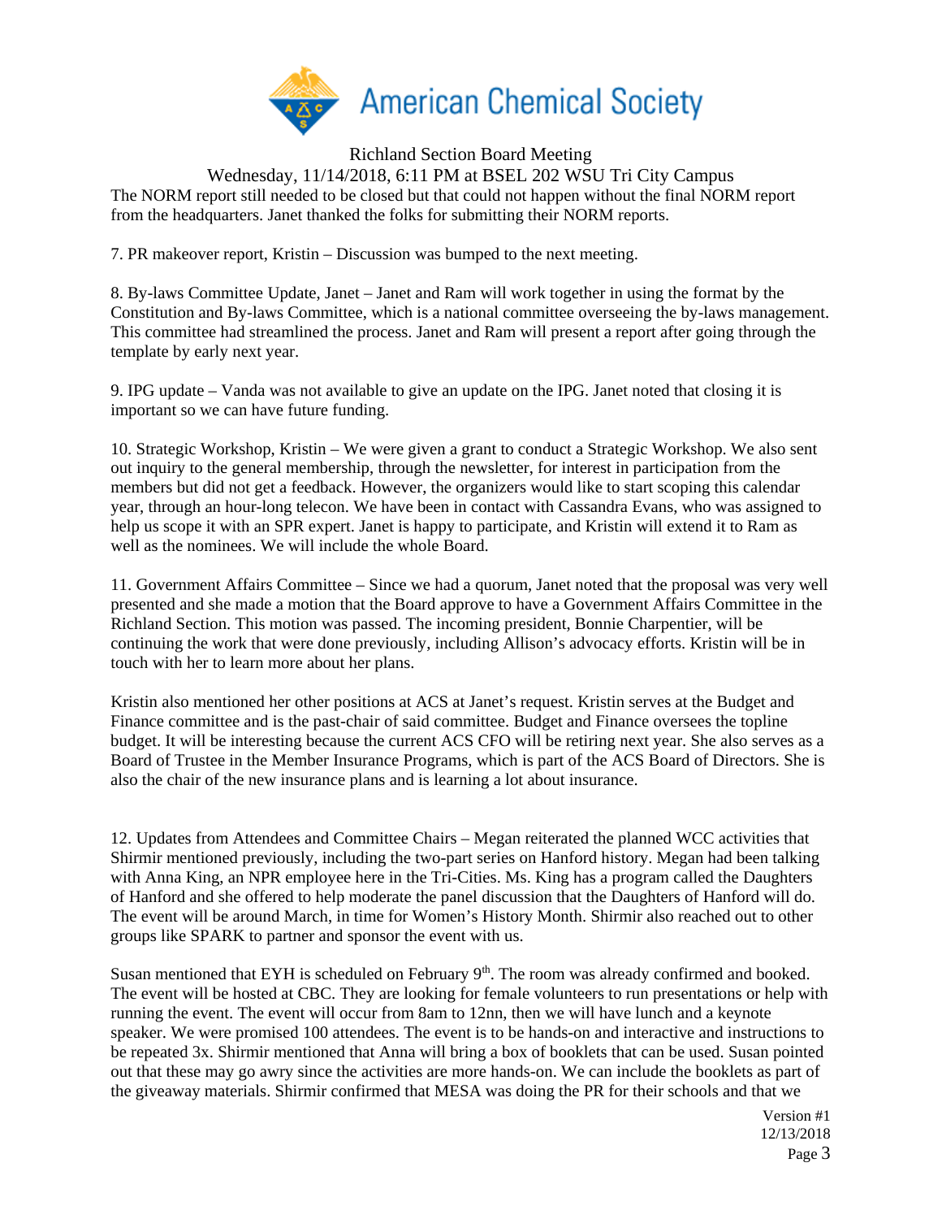The NORM report still needed to be closed but that could not happen without the final NORM report from the headquarters. Janet thanked the folks for submitting their NORM reports.

7. PR makeover report, Kristin – Discussion was bumped to the next meeting.

8. By-laws Committee Update, Janet – Janet and Ram will work together in using the format by the Constitution and By-laws Committee, which is a national committee overseeing the by-laws management. This committee had streamlined the process. Janet and Ram will present a report after going through the template by early next year.

9. IPG update – Vanda was not available to give an update on the IPG. Janet noted that closing it is important so we can have future funding.

10. Strategic Workshop, Kristin – We were given a grant to conduct a Strategic Workshop. We also sent out inquiry to the general membership, through the newsletter, for interest in participation from the members but did not get a feedback. However, the organizers would like to start scoping this calendar year, through an hour-long telecon. We have been in contact with Cassandra Evans, who was assigned to help us scope it with an SPR expert. Janet is happy to participate, and Kristin will extend it to Ram as well as the nominees. We will include the whole Board.

11. Government Affairs Committee – Since we had a quorum, Janet noted that the proposal was very well presented and she made a motion that the Board approve to have a Government Affairs Committee in the Richland Section. This motion was passed. The incoming president, Bonnie Charpentier, will be continuing the work that were done previously, including Allison's advocacy efforts. Kristin will be in touch with her to learn more about her plans.

Kristin also mentioned her other positions at ACS at Janet's request. Kristin serves at the Budget and Finance committee and is the past-chair of said committee. Budget and Finance oversees the topline budget. It will be interesting because the current ACS CFO will be retiring next year. She also serves as a Board of Trustee in the Member Insurance Programs, which is part of the ACS Board of Directors. She is also the chair of the new insurance plans and is learning a lot about insurance.

12. Updates from Attendees and Committee Chairs – Megan reiterated the planned WCC activities that Shirmir mentioned previously, including the two-part series on Hanford history. Megan had been talking with Anna King, an NPR employee here in the Tri-Cities. Ms. King has a program called the Daughters of Hanford and she offered to help moderate the panel discussion that the Daughters of Hanford will do. The event will be around March, in time for Women's History Month. Shirmir also reached out to other groups like SPARK to partner and sponsor the event with us.

Susan mentioned that EYH is scheduled on February 9th. The room was already confirmed and booked. The event will be hosted at CBC. They are looking for female volunteers to run presentations or help with running the event. The event will occur from 8am to 12nn, then we will have lunch and a keynote speaker. We were promised 100 attendees. The event is to be hands-on and interactive and instructions to be repeated 3x. Shirmir mentioned that Anna will bring a box of booklets that can be used. Susan pointed out that these may go awry since the activities are more hands-on. We can include the booklets as part of the giveaway materials. Shirmir confirmed that MESA was doing the PR for their schools and that we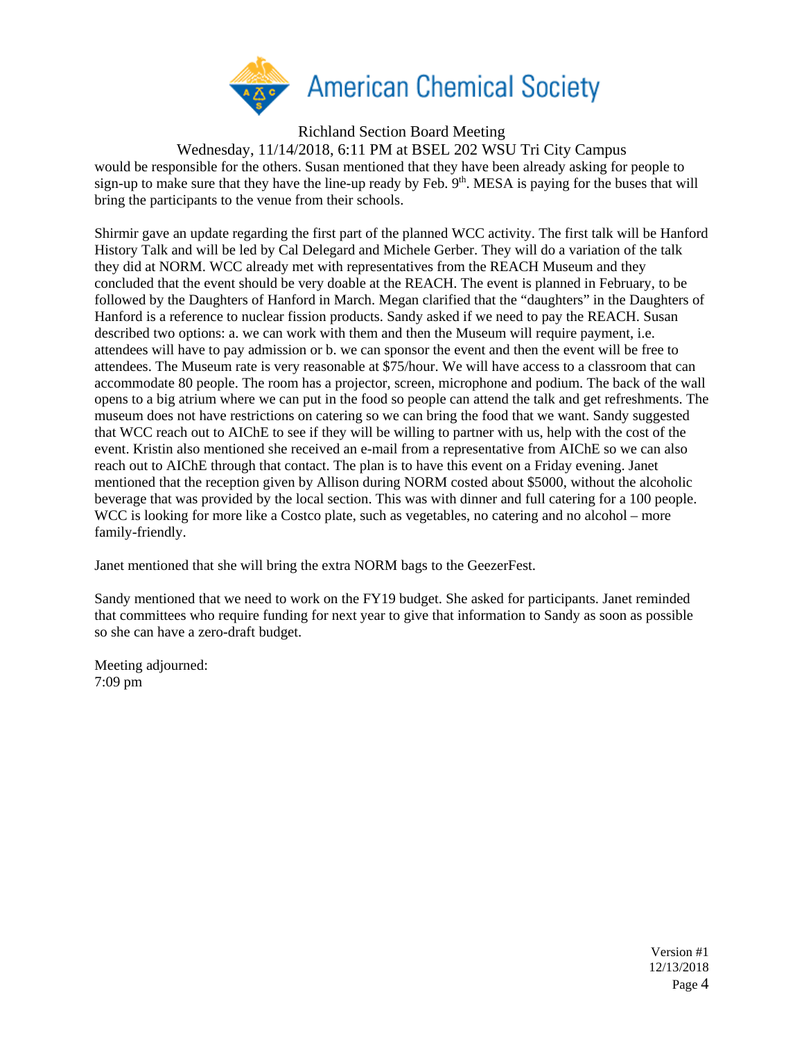would be responsible for the others. Susan mentioned that they have been already asking for people to sign-up to make sure that they have the line-up ready by Feb. 9th. MESA is paying for the buses that will bring the participants to the venue from their schools.

Shirmir gave an update regarding the first part of the planned WCC activity. The first talk will be Hanford History Talk and will be led by Cal Delegard and Michele Gerber. They will do a variation of the talk they did at NORM. WCC already met with representatives from the REACH Museum and they concluded that the event should be very doable at the REACH. The event is planned in February, to be followed by the Daughters of Hanford in March. Megan clarified that the "daughters" in the Daughters of Hanford is a reference to nuclear fission products. Sandy asked if we need to pay the REACH. Susan described two options: a. we can work with them and then the Museum will require payment, i.e. attendees will have to pay admission or b. we can sponsor the event and then the event will be free to attendees. The Museum rate is very reasonable at $75/hour. We will have access to a classroom that can accommodate 80 people. The room has a projector, screen, microphone and podium. The back of the wall opens to a big atrium where we can put in the food so people can attend the talk and get refreshments. The museum does not have restrictions on catering so we can bring the food that we want. Sandy suggested that WCC reach out to AIChE to see if they will be willing to partner with us, help with the cost of the event. Kristin also mentioned she received an e-mail from a representative from AIChE so we can also reach out to AIChE through that contact. The plan is to have this event on a Friday evening. Janet mentioned that the reception given by Allison during NORM costed about $5000, without the alcoholic beverage that was provided by the local section. This was with dinner and full catering for a 100 people. WCC is looking for more like a Costco plate, such as vegetables, no catering and no alcohol – more family-friendly.

Janet mentioned that she will bring the extra NORM bags to the GeezerFest.

Sandy mentioned that we need to work on the FY19 budget. She asked for participants. Janet reminded that committees who require funding for next year to give that information to Sandy as soon as possible so she can have a zero-draft budget.

Meeting adjourned:
7:09 pm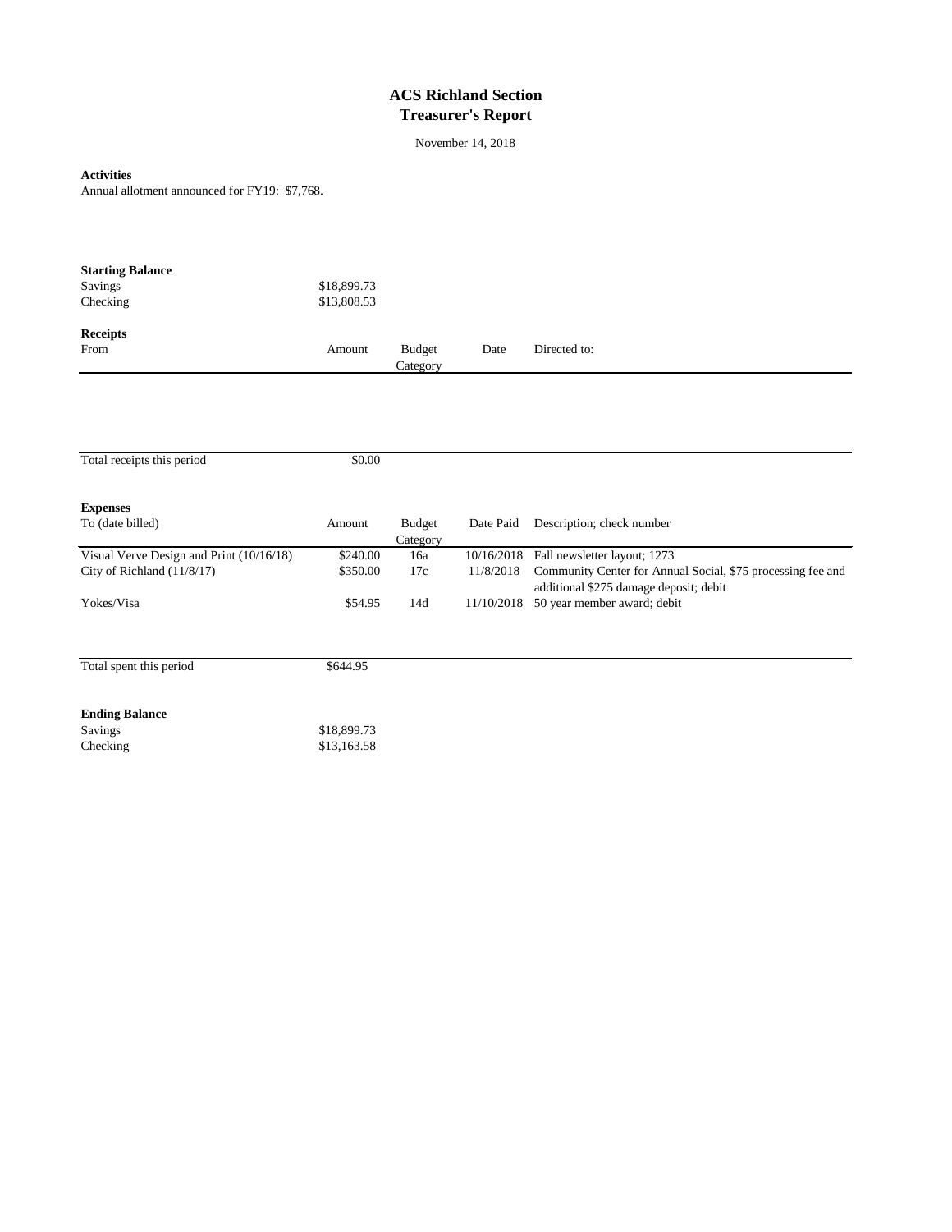# ACS Richland Section
## Treasurer's Report

November 14, 2018

**Activities**

Annual allotment announced for FY19: $7,768.

**Starting Balance**

| | |
|---|---|
| Savings | $18,899.73 |
| Checking | $13,808.53 |

**Receipts**

| From | Amount | Budget Category | Date | Directed to: |
|---|---|---|---|---|
| Total receipts this period | $0.00 | | | |

**Expenses**

| To (date billed) | Amount | Budget Category | Date Paid | Description; check number |
|---|---|---|---|---|
| Visual Verve Design and Print (10/16/18) | $240.00 | 16a | 10/16/2018 | Fall newsletter layout; 1273 |
| City of Richland (11/8/17) | $350.00 | 17c | 11/8/2018 | Community Center for Annual Social, $75 processing fee and additional $275 damage deposit; debit |
| Yokes/Visa | $54.95 | 14d | 11/10/2018 | 50 year member award; debit |
| Total spent this period | $644.95 | | | |

**Ending Balance**

| | |
|---|---|
| Savings | $18,899.73 |
| Checking | $13,163.58 |